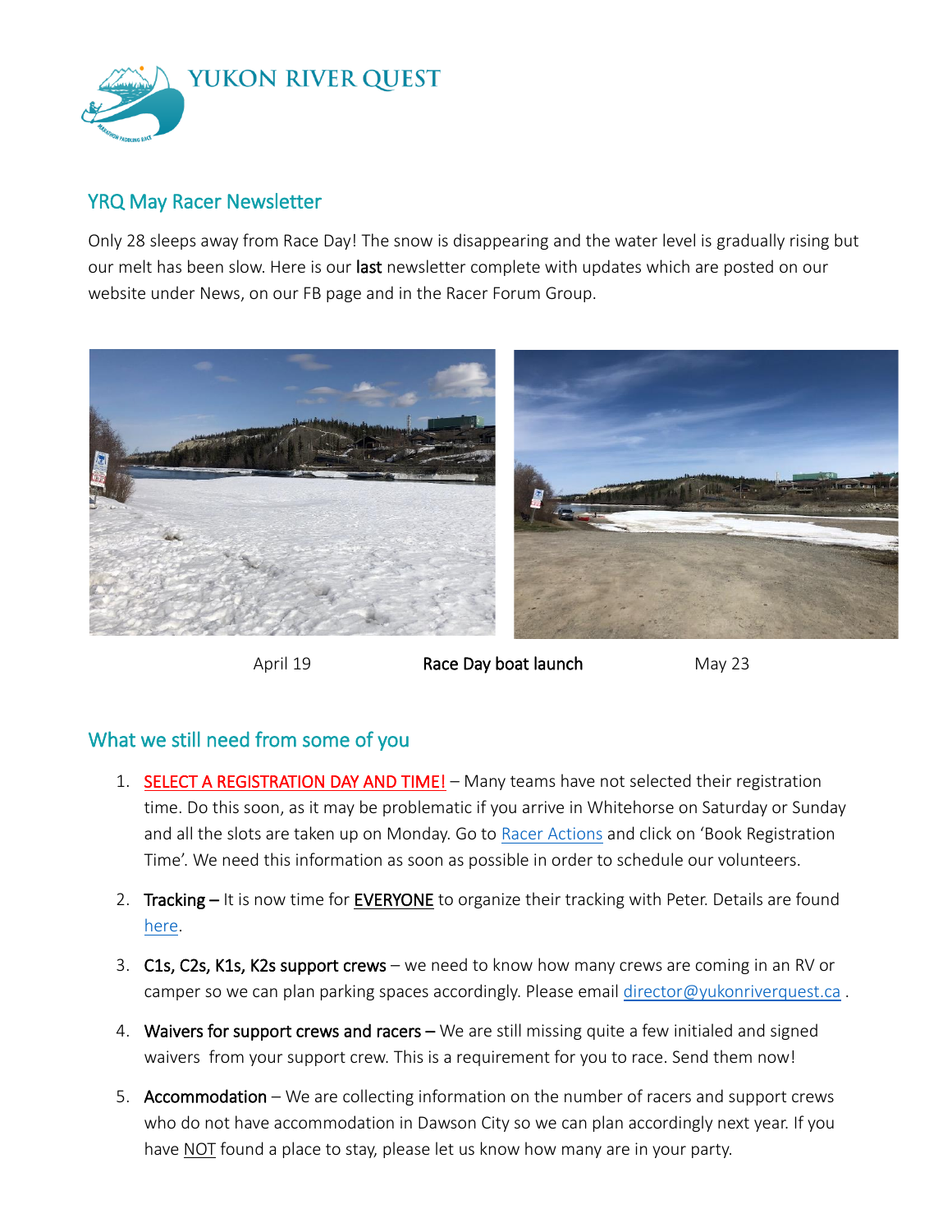YUKON RIVER QUEST

## YRQ May Racer Newsletter

Only 28 sleeps away from Race Day! The snow is disappearing and the water level is gradually rising but our melt has been slow. Here is our **last** newsletter complete with updates which are posted on our website under News, on our FB page and in the Racer Forum Group.

April 19 **Race Day boat launch** May 23

## What we still need from some of you

1. SELECT A REGISTRATION DAY AND TIME! – Many teams have not selected their registration time. Do this soon, as it may be problematic if you arrive in Whitehorse on Saturday or Sunday and all the slots are taken up on Monday. Go to Racer Actions and click on 'Book Registration Time'. We need this information as soon as possible in order to schedule our volunteers.
2. **Tracking –** It is now time for EVERYONE to organize their tracking with Peter. Details are found here.
3. **C1s, C2s, K1s, K2s support crews** – we need to know how many crews are coming in an RV or camper so we can plan parking spaces accordingly. Please email director@yukonriverquest.ca .
4. **Waivers for support crews and racers –** We are still missing quite a few initialed and signed waivers from your support crew. This is a requirement for you to race. Send them now!
5. **Accommodation** – We are collecting information on the number of racers and support crews who do not have accommodation in Dawson City so we can plan accordingly next year. If you have NOT found a place to stay, please let us know how many are in your party.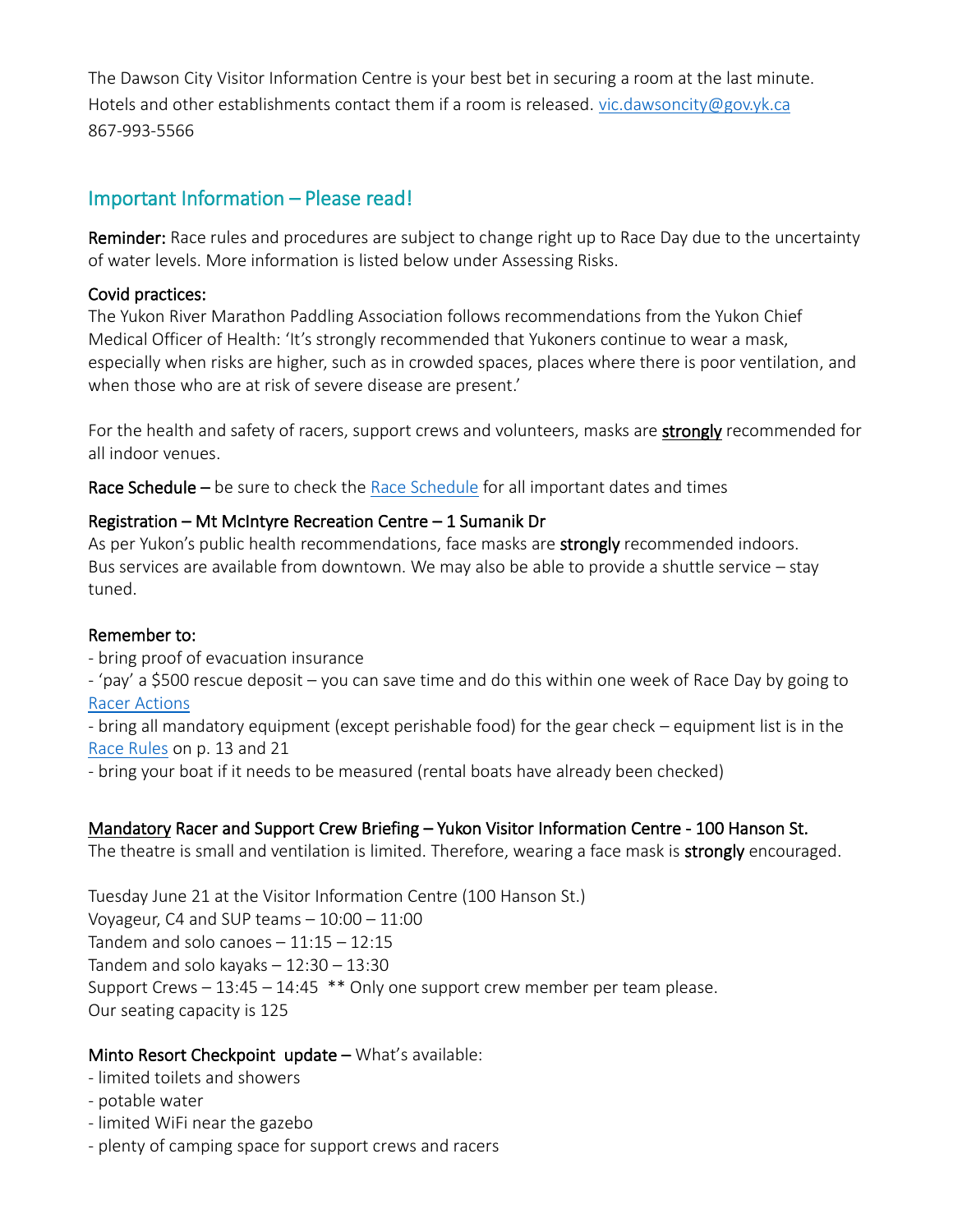The Dawson City Visitor Information Centre is your best bet in securing a room at the last minute. Hotels and other establishments contact them if a room is released. vic.dawsoncity@gov.yk.ca 867-993-5566

## Important Information – Please read!

**Reminder:** Race rules and procedures are subject to change right up to Race Day due to the uncertainty of water levels. More information is listed below under Assessing Risks.

**Covid practices:**
The Yukon River Marathon Paddling Association follows recommendations from the Yukon Chief Medical Officer of Health: 'It's strongly recommended that Yukoners continue to wear a mask, especially when risks are higher, such as in crowded spaces, places where there is poor ventilation, and when those who are at risk of severe disease are present.'

For the health and safety of racers, support crews and volunteers, masks are **strongly** recommended for all indoor venues.

**Race Schedule –** be sure to check the Race Schedule for all important dates and times

**Registration – Mt McIntyre Recreation Centre – 1 Sumanik Dr**
As per Yukon's public health recommendations, face masks are **strongly** recommended indoors. Bus services are available from downtown. We may also be able to provide a shuttle service – stay tuned.

**Remember to:**
- bring proof of evacuation insurance
- 'pay' a $500 rescue deposit – you can save time and do this within one week of Race Day by going to Racer Actions
- bring all mandatory equipment (except perishable food) for the gear check – equipment list is in the Race Rules on p. 13 and 21
- bring your boat if it needs to be measured (rental boats have already been checked)

**Mandatory Racer and Support Crew Briefing – Yukon Visitor Information Centre - 100 Hanson St.**
The theatre is small and ventilation is limited. Therefore, wearing a face mask is **strongly** encouraged.

Tuesday June 21 at the Visitor Information Centre (100 Hanson St.)
Voyageur, C4 and SUP teams – 10:00 – 11:00
Tandem and solo canoes – 11:15 – 12:15
Tandem and solo kayaks – 12:30 – 13:30
Support Crews – 13:45 – 14:45 ** Only one support crew member per team please.
Our seating capacity is 125

**Minto Resort Checkpoint update –** What's available:
- limited toilets and showers
- potable water
- limited WiFi near the gazebo
- plenty of camping space for support crews and racers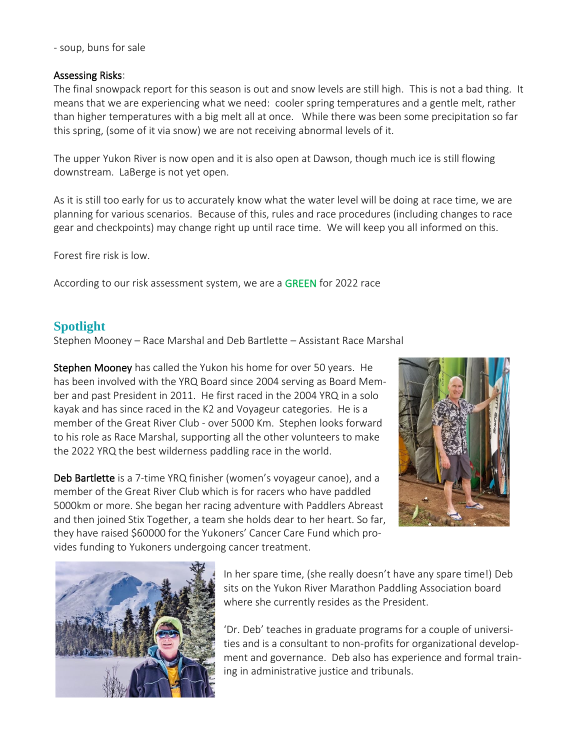- soup, buns for sale

Assessing Risks:

The final snowpack report for this season is out and snow levels are still high. This is not a bad thing. It means that we are experiencing what we need: cooler spring temperatures and a gentle melt, rather than higher temperatures with a big melt all at once. While there was been some precipitation so far this spring, (some of it via snow) we are not receiving abnormal levels of it.

The upper Yukon River is now open and it is also open at Dawson, though much ice is still flowing downstream. LaBerge is not yet open.

As it is still too early for us to accurately know what the water level will be doing at race time, we are planning for various scenarios. Because of this, rules and race procedures (including changes to race gear and checkpoints) may change right up until race time. We will keep you all informed on this.

Forest fire risk is low.

According to our risk assessment system, we are a GREEN for 2022 race

## Spotlight

Stephen Mooney – Race Marshal and Deb Bartlette – Assistant Race Marshal

**Stephen Mooney** has called the Yukon his home for over 50 years. He has been involved with the YRQ Board since 2004 serving as Board Member and past President in 2011. He first raced in the 2004 YRQ in a solo kayak and has since raced in the K2 and Voyageur categories. He is a member of the Great River Club - over 5000 Km. Stephen looks forward to his role as Race Marshal, supporting all the other volunteers to make the 2022 YRQ the best wilderness paddling race in the world.

**Deb Bartlette** is a 7-time YRQ finisher (women's voyageur canoe), and a member of the Great River Club which is for racers who have paddled 5000km or more. She began her racing adventure with Paddlers Abreast and then joined Stix Together, a team she holds dear to her heart. So far, they have raised $60000 for the Yukoners' Cancer Care Fund which provides funding to Yukoners undergoing cancer treatment.

In her spare time, (she really doesn't have any spare time!) Deb sits on the Yukon River Marathon Paddling Association board where she currently resides as the President.

'Dr. Deb' teaches in graduate programs for a couple of universities and is a consultant to non-profits for organizational development and governance. Deb also has experience and formal training in administrative justice and tribunals.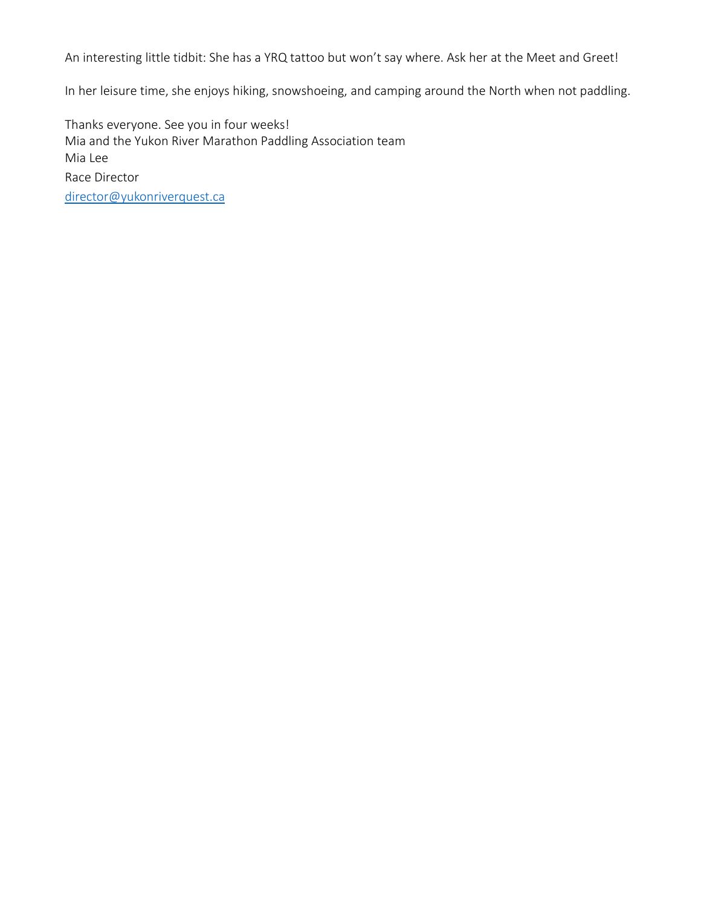An interesting little tidbit: She has a YRQ tattoo but won't say where. Ask her at the Meet and Greet!

In her leisure time, she enjoys hiking, snowshoeing, and camping around the North when not paddling.

Thanks everyone. See you in four weeks!  
Mia and the Yukon River Marathon Paddling Association team  
Mia Lee  
Race Director  
director@yukonriverquest.ca